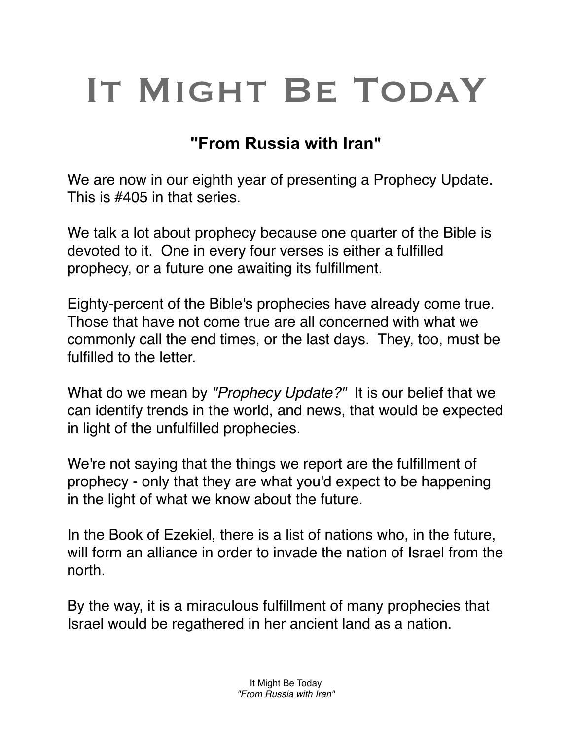# It Might Be Today

## "From Russia with Iran"

We are now in our eighth year of presenting a Prophecy Update. This is #405 in that series.

We talk a lot about prophecy because one quarter of the Bible is devoted to it.  One in every four verses is either a fulfilled prophecy, or a future one awaiting its fulfillment.

Eighty-percent of the Bible's prophecies have already come true. Those that have not come true are all concerned with what we commonly call the end times, or the last days.  They, too, must be fulfilled to the letter.

What do we mean by *"Prophecy Update?"*  It is our belief that we can identify trends in the world, and news, that would be expected in light of the unfulfilled prophecies.

We're not saying that the things we report are the fulfillment of prophecy - only that they are what you'd expect to be happening in the light of what we know about the future.

In the Book of Ezekiel, there is a list of nations who, in the future, will form an alliance in order to invade the nation of Israel from the north.

By the way, it is a miraculous fulfillment of many prophecies that Israel would be regathered in her ancient land as a nation.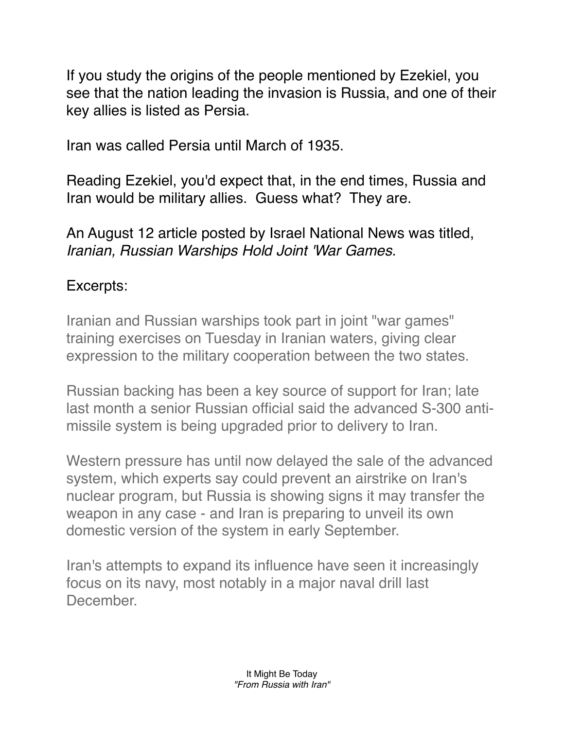If you study the origins of the people mentioned by Ezekiel, you see that the nation leading the invasion is Russia, and one of their key allies is listed as Persia.

Iran was called Persia until March of 1935.

Reading Ezekiel, you'd expect that, in the end times, Russia and Iran would be military allies. Guess what? They are.

An August 12 article posted by Israel National News was titled, *Iranian, Russian Warships Hold Joint 'War Games.*

Excerpts:

> Iranian and Russian warships took part in joint "war games" training exercises on Tuesday in Iranian waters, giving clear expression to the military cooperation between the two states.
>
> Russian backing has been a key source of support for Iran; late last month a senior Russian official said the advanced S-300 anti-missile system is being upgraded prior to delivery to Iran.
>
> Western pressure has until now delayed the sale of the advanced system, which experts say could prevent an airstrike on Iran's nuclear program, but Russia is showing signs it may transfer the weapon in any case - and Iran is preparing to unveil its own domestic version of the system in early September.
>
> Iran's attempts to expand its influence have seen it increasingly focus on its navy, most notably in a major naval drill last December.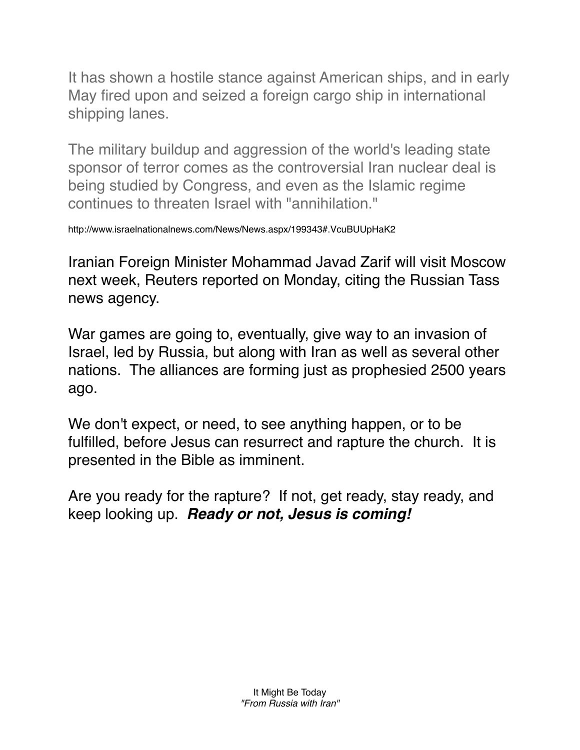> It has shown a hostile stance against American ships, and in early May fired upon and seized a foreign cargo ship in international shipping lanes.
>
> The military buildup and aggression of the world's leading state sponsor of terror comes as the controversial Iran nuclear deal is being studied by Congress, and even as the Islamic regime continues to threaten Israel with "annihilation."

http://www.israelnationalnews.com/News/News.aspx/199343#.VcuBUUpHaK2

Iranian Foreign Minister Mohammad Javad Zarif will visit Moscow next week, Reuters reported on Monday, citing the Russian Tass news agency.

War games are going to, eventually, give way to an invasion of Israel, led by Russia, but along with Iran as well as several other nations. The alliances are forming just as prophesied 2500 years ago.

We don't expect, or need, to see anything happen, or to be fulfilled, before Jesus can resurrect and rapture the church. It is presented in the Bible as imminent.

Are you ready for the rapture? If not, get ready, stay ready, and keep looking up. ***Ready or not, Jesus is coming!***